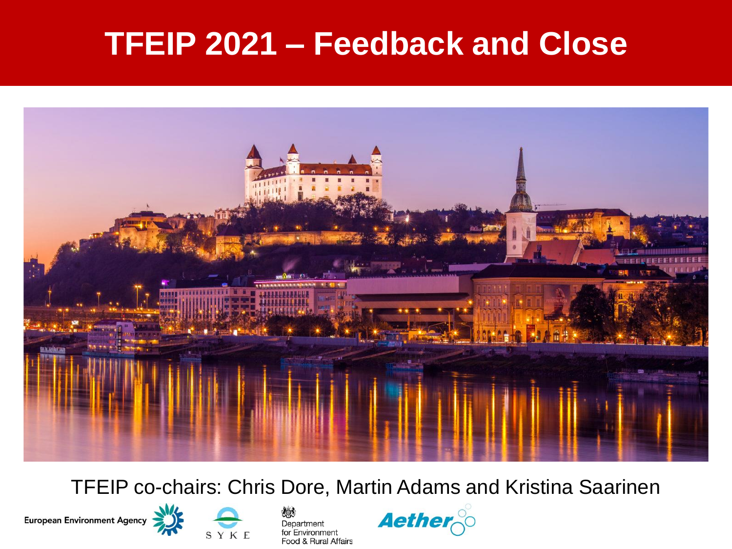# TFEIP 2021 – Feedback and Close

TFEIP co-chairs: Chris Dore, Martin Adams and Kristina Saarinen

European Environment Agency

SYKE

Department for Environment Food & Rural Affairs

Aether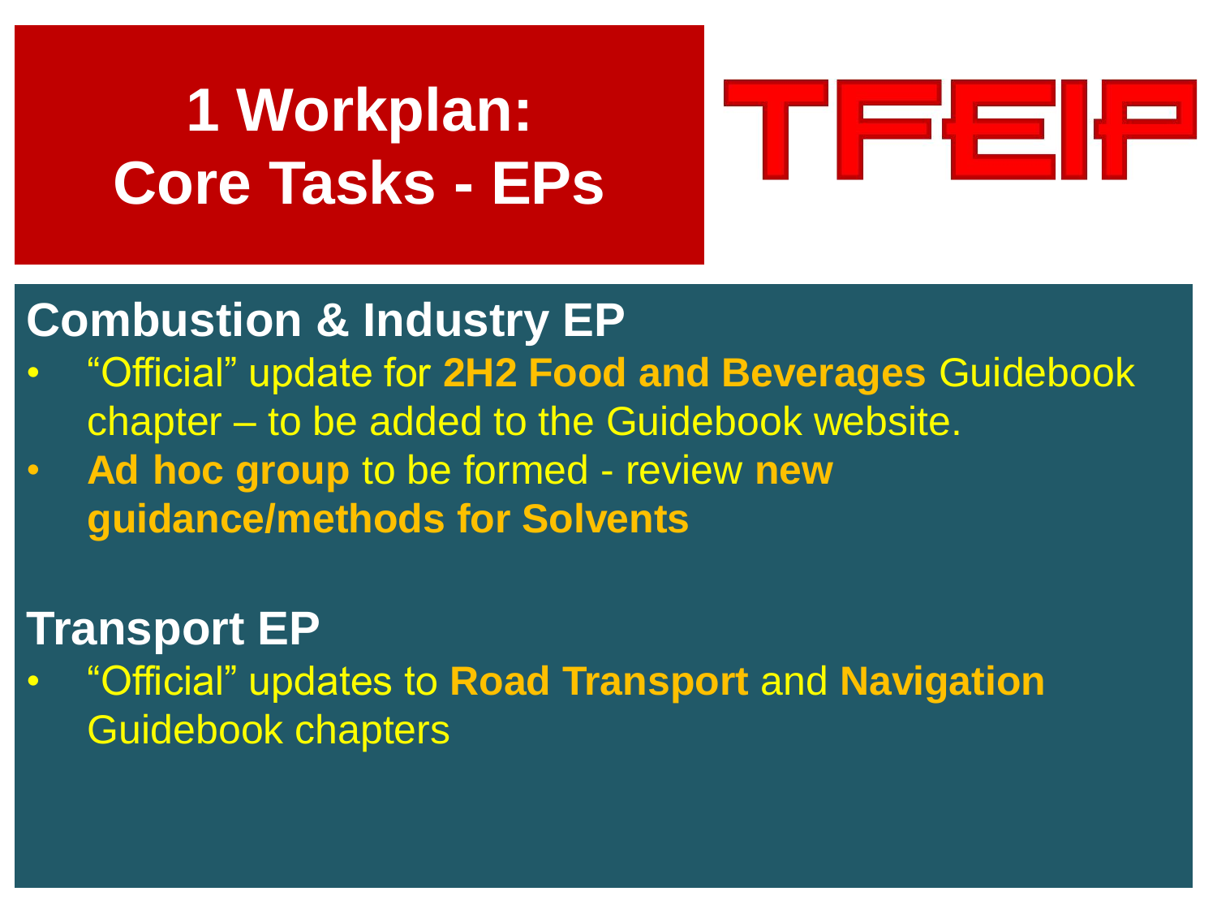# 1 Workplan: Core Tasks - EPs

TFEIP

## Combustion & Industry EP

- "Official" update for **2H2 Food and Beverages** Guidebook chapter – to be added to the Guidebook website.
- **Ad hoc group** to be formed - review **new guidance/methods for Solvents**

## Transport EP

- "Official" updates to **Road Transport** and **Navigation** Guidebook chapters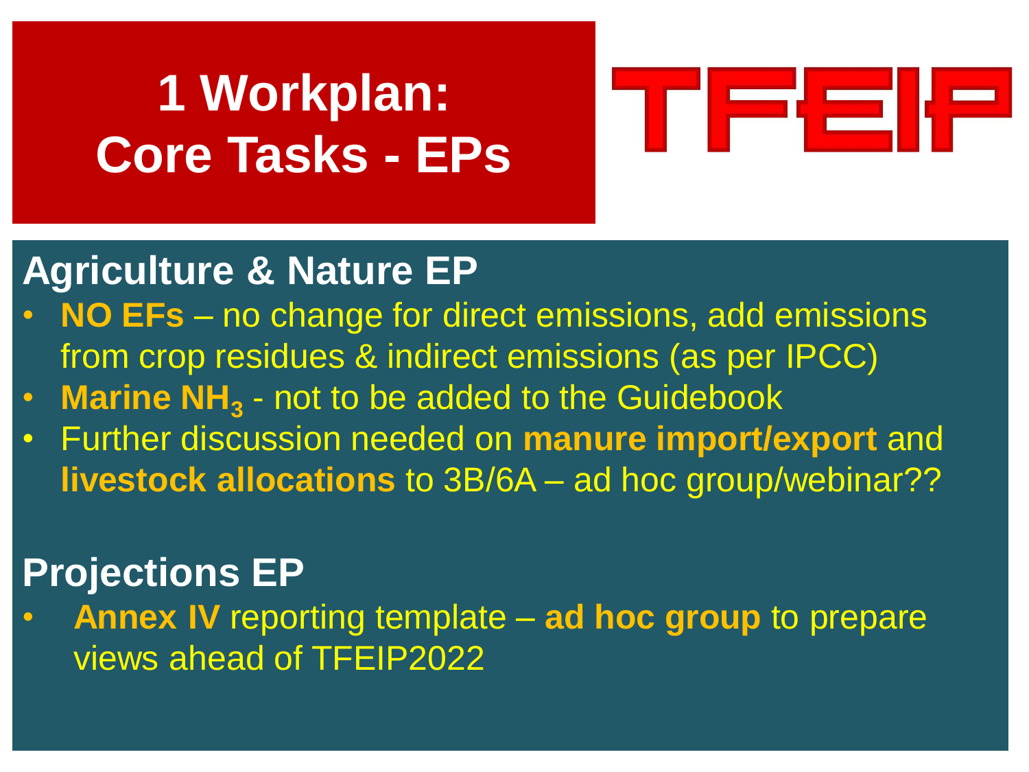# 1 Workplan: Core Tasks - EPs

TFEIP

## Agriculture & Nature EP

- **NO EFs** – no change for direct emissions, add emissions from crop residues & indirect emissions (as per IPCC)
- **Marine $NH_3$** - not to be added to the Guidebook
- Further discussion needed on **manure import/export** and **livestock allocations** to 3B/6A – ad hoc group/webinar??

## Projections EP

- **Annex IV** reporting template – **ad hoc group** to prepare views ahead of TFEIP2022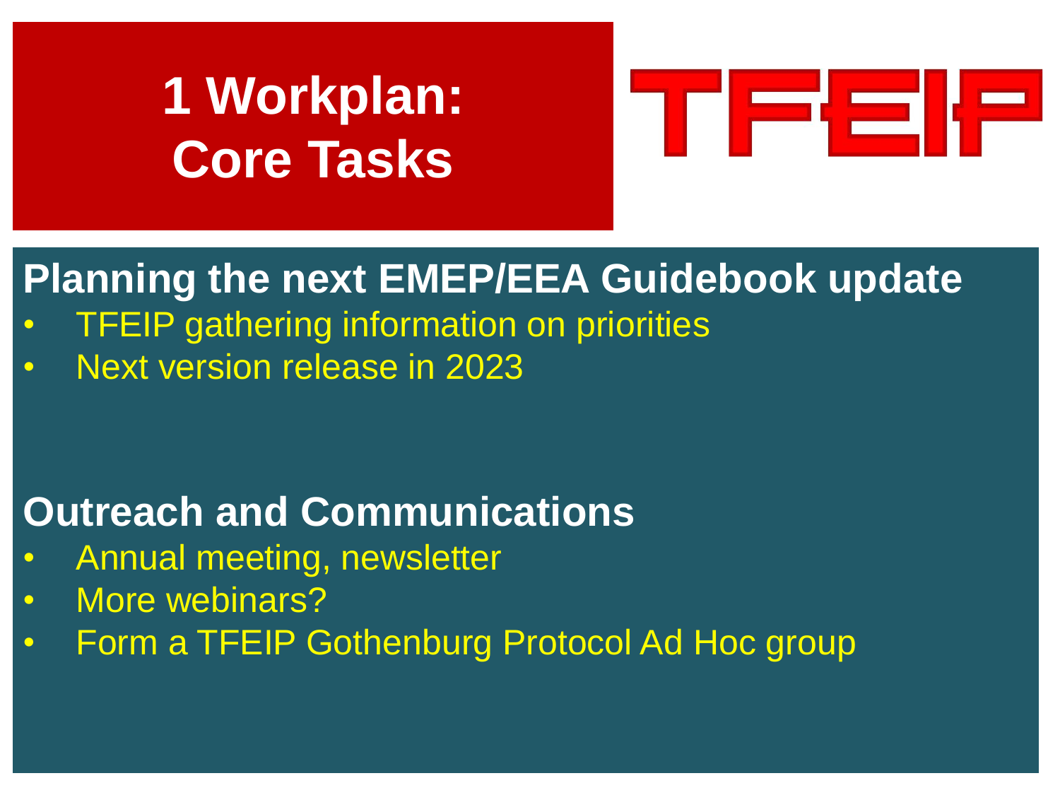# 1 Workplan: Core Tasks

TFEIP

## Planning the next EMEP/EEA Guidebook update

- TFEIP gathering information on priorities
- Next version release in 2023

## Outreach and Communications

- Annual meeting, newsletter
- More webinars?
- Form a TFEIP Gothenburg Protocol Ad Hoc group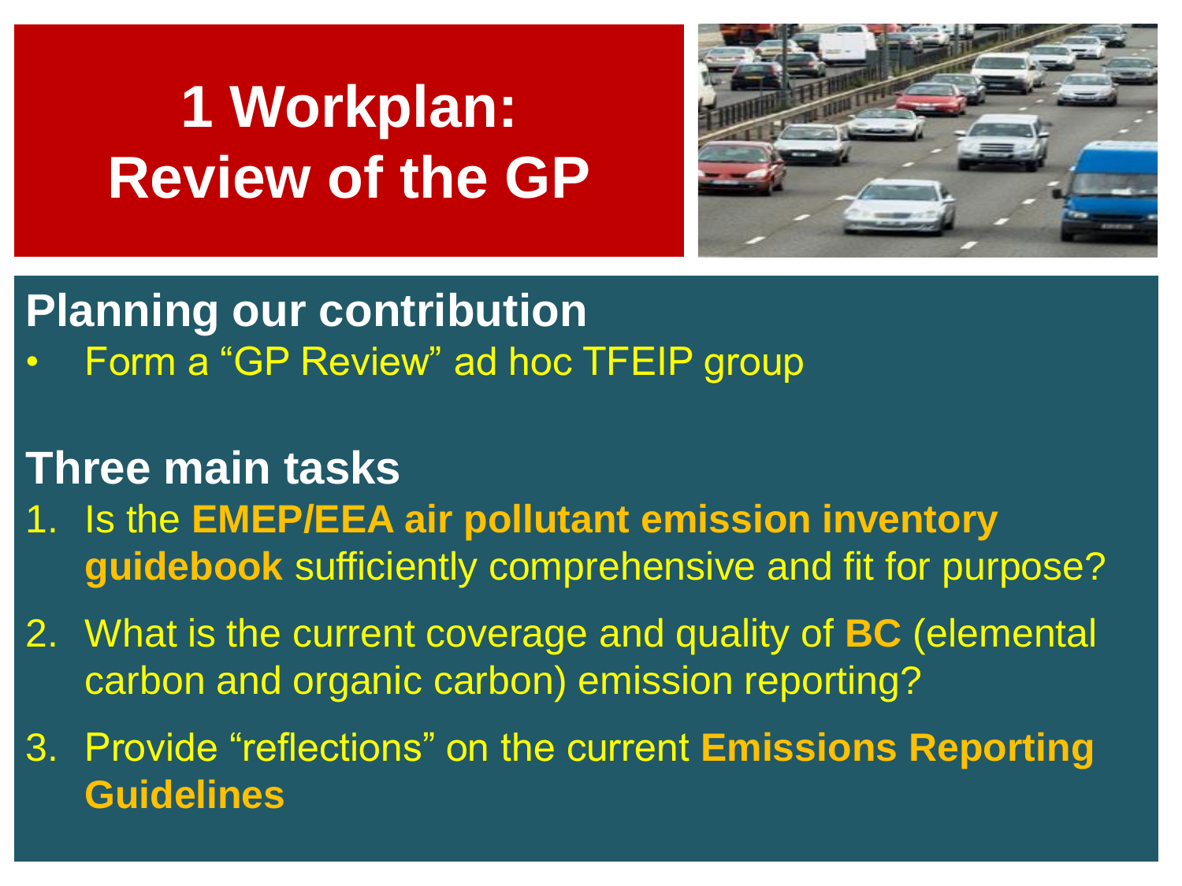# 1 Workplan: Review of the GP

## Planning our contribution

- Form a “GP Review” ad hoc TFEIP group

## Three main tasks

1. Is the **EMEP/EEA air pollutant emission inventory guidebook** sufficiently comprehensive and fit for purpose?
2. What is the current coverage and quality of **BC** (elemental carbon and organic carbon) emission reporting?
3. Provide “reflections” on the current **Emissions Reporting Guidelines**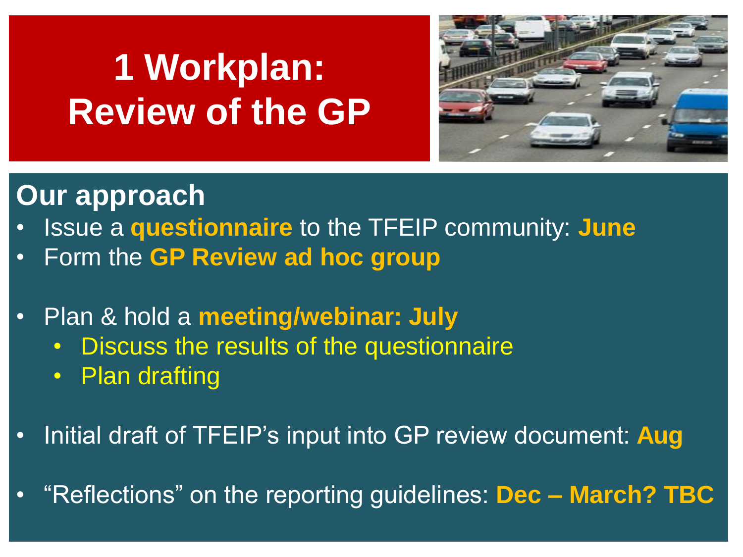# 1 Workplan: Review of the GP

## Our approach

- Issue a **questionnaire** to the TFEIP community: **June**
- Form the **GP Review ad hoc group**
- Plan & hold a **meeting/webinar: July**
  - Discuss the results of the questionnaire
  - Plan drafting
- Initial draft of TFEIP's input into GP review document: **Aug**
- "Reflections" on the reporting guidelines: **Dec – March? TBC**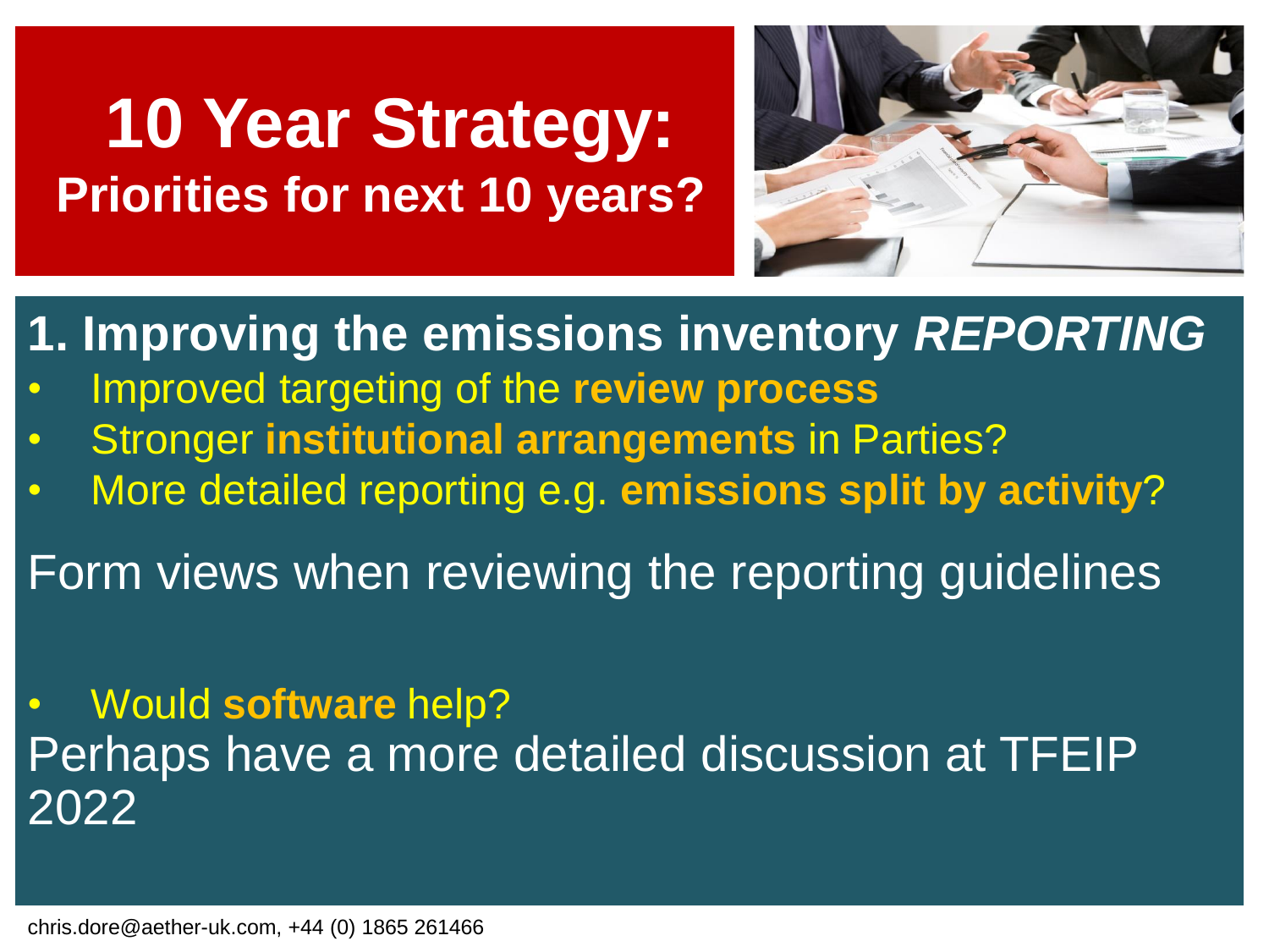# 10 Year Strategy:

## Priorities for next 10 years?

### 1. Improving the emissions inventory *REPORTING*

- Improved targeting of the **review process**
- Stronger **institutional arrangements** in Parties?
- More detailed reporting e.g. **emissions split by activity**?

Form views when reviewing the reporting guidelines

- Would **software** help?

Perhaps have a more detailed discussion at TFEIP 2022

chris.dore@aether-uk.com, +44 (0) 1865 261466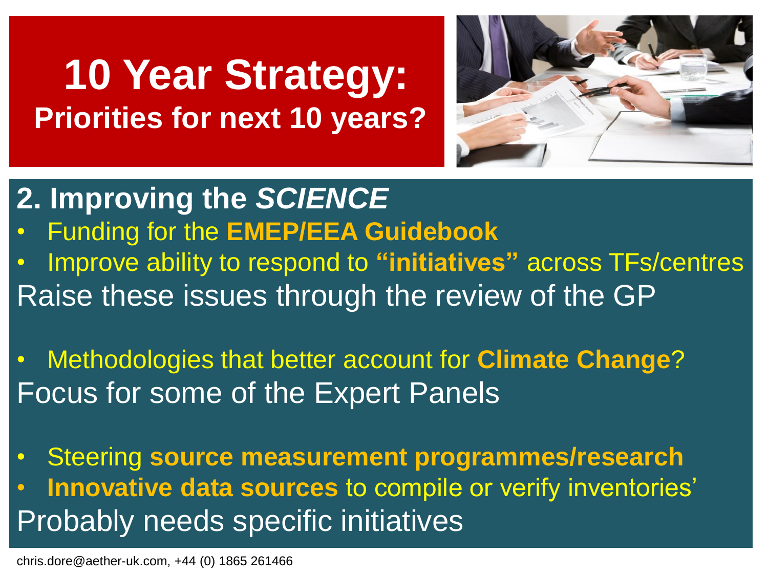# 10 Year Strategy:

## Priorities for next 10 years?

## 2. Improving the *SCIENCE*

- Funding for the **EMEP/EEA Guidebook**
- Improve ability to respond to **"initiatives"** across TFs/centres

Raise these issues through the review of the GP

- Methodologies that better account for **Climate Change**?

Focus for some of the Expert Panels

- Steering **source measurement programmes/research**
- **Innovative data sources** to compile or verify inventories'

Probably needs specific initiatives

chris.dore@aether-uk.com, +44 (0) 1865 261466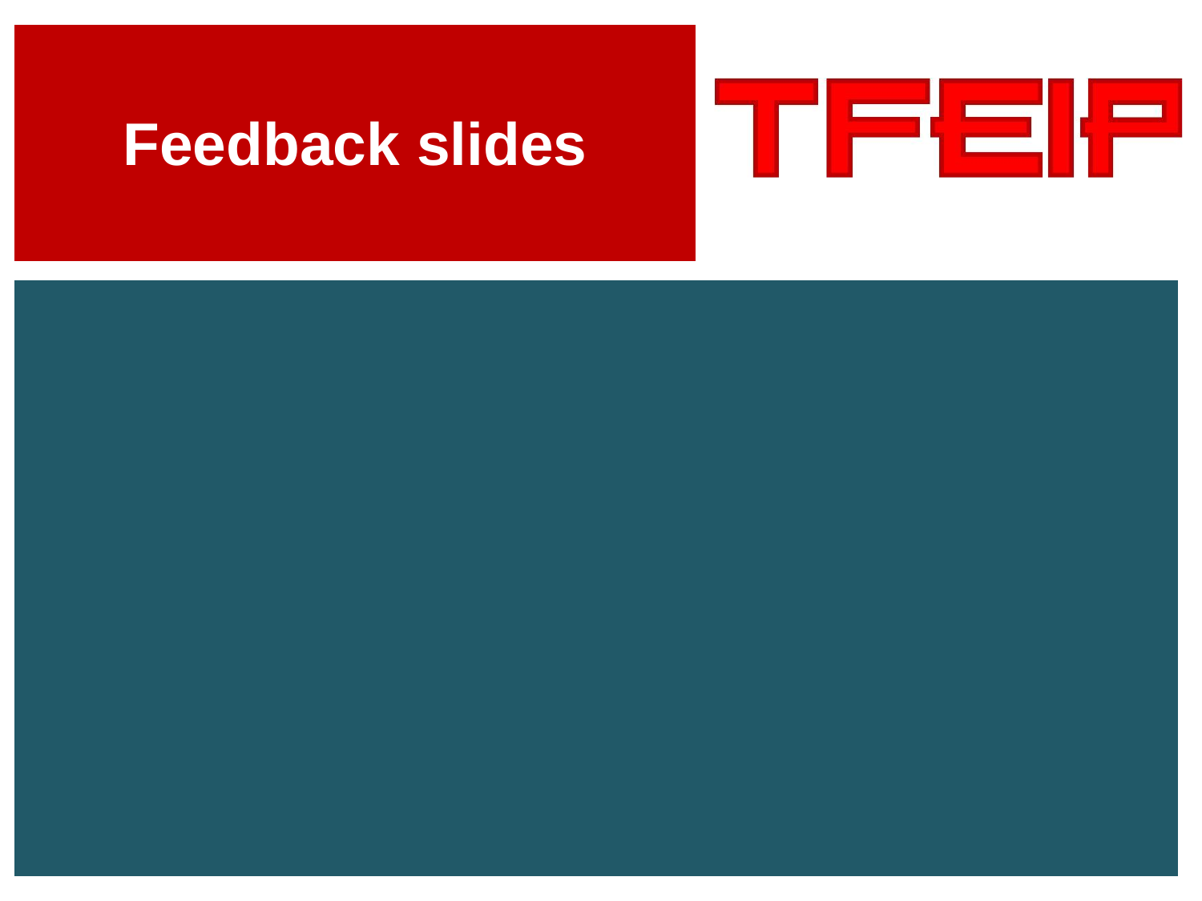# Feedback slides

TFEIP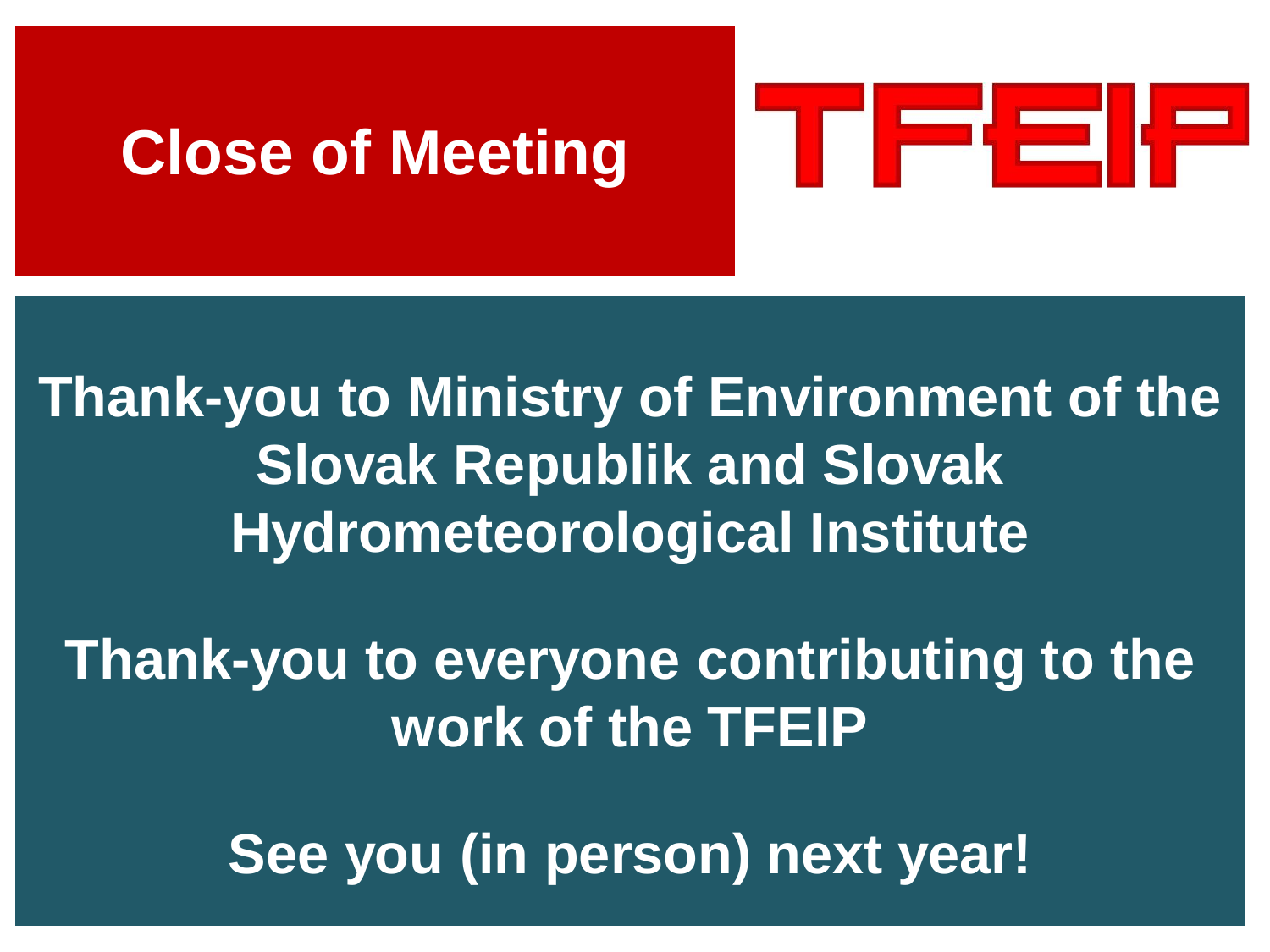# Close of Meeting

TFEIP

**Thank-you to Ministry of Environment of the Slovak Republik and Slovak Hydrometeorological Institute**

**Thank-you to everyone contributing to the work of the TFEIP**

**See you (in person) next year!**